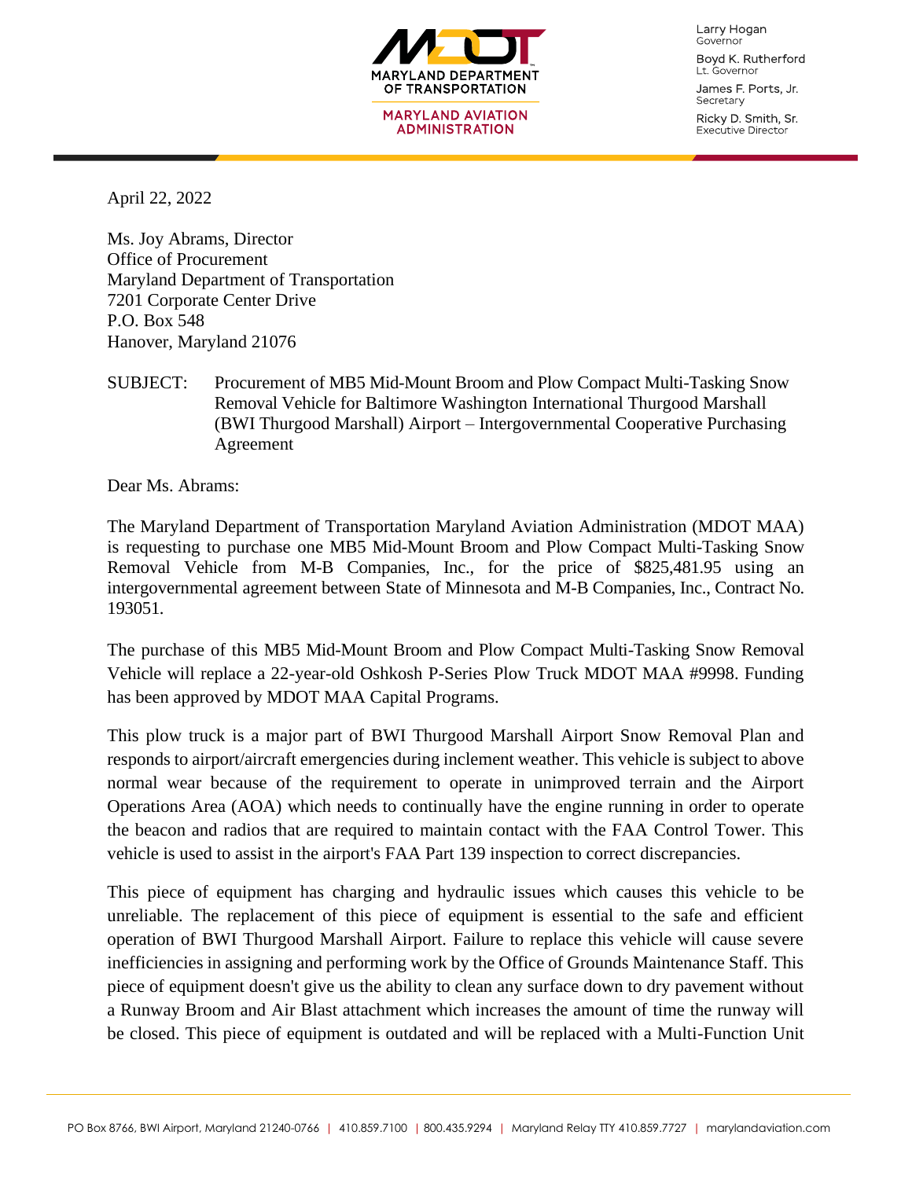MARYLAND DEPARTMENT OF TRANSPORTATION
MARYLAND AVIATION ADMINISTRATION

Larry Hogan
Governor

Boyd K. Rutherford
Lt. Governor

James F. Ports, Jr.
Secretary

Ricky D. Smith, Sr.
Executive Director

April 22, 2022

Ms. Joy Abrams, Director
Office of Procurement
Maryland Department of Transportation
7201 Corporate Center Drive
P.O. Box 548
Hanover, Maryland 21076

SUBJECT: Procurement of MB5 Mid-Mount Broom and Plow Compact Multi-Tasking Snow Removal Vehicle for Baltimore Washington International Thurgood Marshall (BWI Thurgood Marshall) Airport – Intergovernmental Cooperative Purchasing Agreement

Dear Ms. Abrams:

The Maryland Department of Transportation Maryland Aviation Administration (MDOT MAA) is requesting to purchase one MB5 Mid-Mount Broom and Plow Compact Multi-Tasking Snow Removal Vehicle from M-B Companies, Inc., for the price of $825,481.95 using an intergovernmental agreement between State of Minnesota and M-B Companies, Inc., Contract No. 193051.

The purchase of this MB5 Mid-Mount Broom and Plow Compact Multi-Tasking Snow Removal Vehicle will replace a 22-year-old Oshkosh P-Series Plow Truck MDOT MAA #9998. Funding has been approved by MDOT MAA Capital Programs.

This plow truck is a major part of BWI Thurgood Marshall Airport Snow Removal Plan and responds to airport/aircraft emergencies during inclement weather. This vehicle is subject to above normal wear because of the requirement to operate in unimproved terrain and the Airport Operations Area (AOA) which needs to continually have the engine running in order to operate the beacon and radios that are required to maintain contact with the FAA Control Tower. This vehicle is used to assist in the airport's FAA Part 139 inspection to correct discrepancies.

This piece of equipment has charging and hydraulic issues which causes this vehicle to be unreliable. The replacement of this piece of equipment is essential to the safe and efficient operation of BWI Thurgood Marshall Airport. Failure to replace this vehicle will cause severe inefficiencies in assigning and performing work by the Office of Grounds Maintenance Staff. This piece of equipment doesn't give us the ability to clean any surface down to dry pavement without a Runway Broom and Air Blast attachment which increases the amount of time the runway will be closed. This piece of equipment is outdated and will be replaced with a Multi-Function Unit

PO Box 8766, BWI Airport, Maryland 21240-0766 | 410.859.7100 | 800.435.9294 | Maryland Relay TTY 410.859.7727 | marylandaviation.com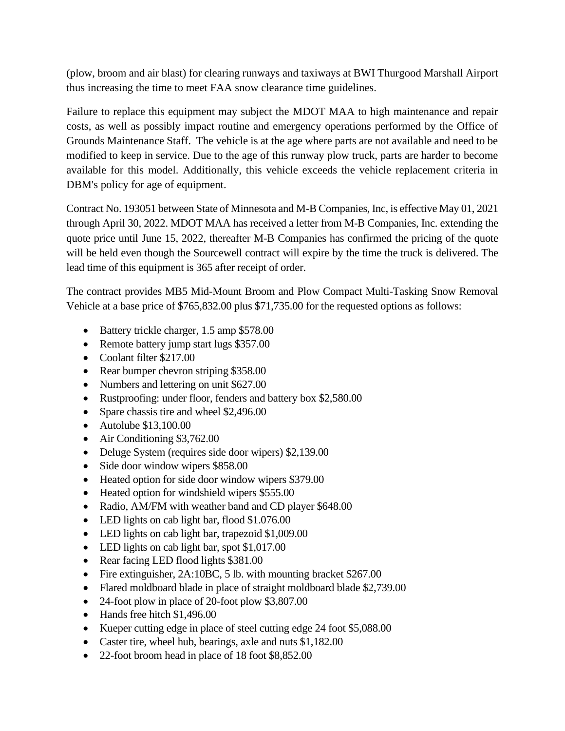(plow, broom and air blast) for clearing runways and taxiways at BWI Thurgood Marshall Airport thus increasing the time to meet FAA snow clearance time guidelines.

Failure to replace this equipment may subject the MDOT MAA to high maintenance and repair costs, as well as possibly impact routine and emergency operations performed by the Office of Grounds Maintenance Staff. The vehicle is at the age where parts are not available and need to be modified to keep in service. Due to the age of this runway plow truck, parts are harder to become available for this model. Additionally, this vehicle exceeds the vehicle replacement criteria in DBM's policy for age of equipment.

Contract No. 193051 between State of Minnesota and M-B Companies, Inc, is effective May 01, 2021 through April 30, 2022. MDOT MAA has received a letter from M-B Companies, Inc. extending the quote price until June 15, 2022, thereafter M-B Companies has confirmed the pricing of the quote will be held even though the Sourcewell contract will expire by the time the truck is delivered. The lead time of this equipment is 365 after receipt of order.

The contract provides MB5 Mid-Mount Broom and Plow Compact Multi-Tasking Snow Removal Vehicle at a base price of $765,832.00 plus $71,735.00 for the requested options as follows:

- Battery trickle charger, 1.5 amp $578.00
- Remote battery jump start lugs $357.00
- Coolant filter $217.00
- Rear bumper chevron striping $358.00
- Numbers and lettering on unit $627.00
- Rustproofing: under floor, fenders and battery box $2,580.00
- Spare chassis tire and wheel $2,496.00
- Autolube $13,100.00
- Air Conditioning $3,762.00
- Deluge System (requires side door wipers) $2,139.00
- Side door window wipers $858.00
- Heated option for side door window wipers $379.00
- Heated option for windshield wipers $555.00
- Radio, AM/FM with weather band and CD player $648.00
- LED lights on cab light bar, flood $1.076.00
- LED lights on cab light bar, trapezoid $1,009.00
- LED lights on cab light bar, spot $1,017.00
- Rear facing LED flood lights $381.00
- Fire extinguisher, 2A:10BC, 5 lb. with mounting bracket $267.00
- Flared moldboard blade in place of straight moldboard blade $2,739.00
- 24-foot plow in place of 20-foot plow $3,807.00
- Hands free hitch $1,496.00
- Kueper cutting edge in place of steel cutting edge 24 foot $5,088.00
- Caster tire, wheel hub, bearings, axle and nuts $1,182.00
- 22-foot broom head in place of 18 foot $8,852.00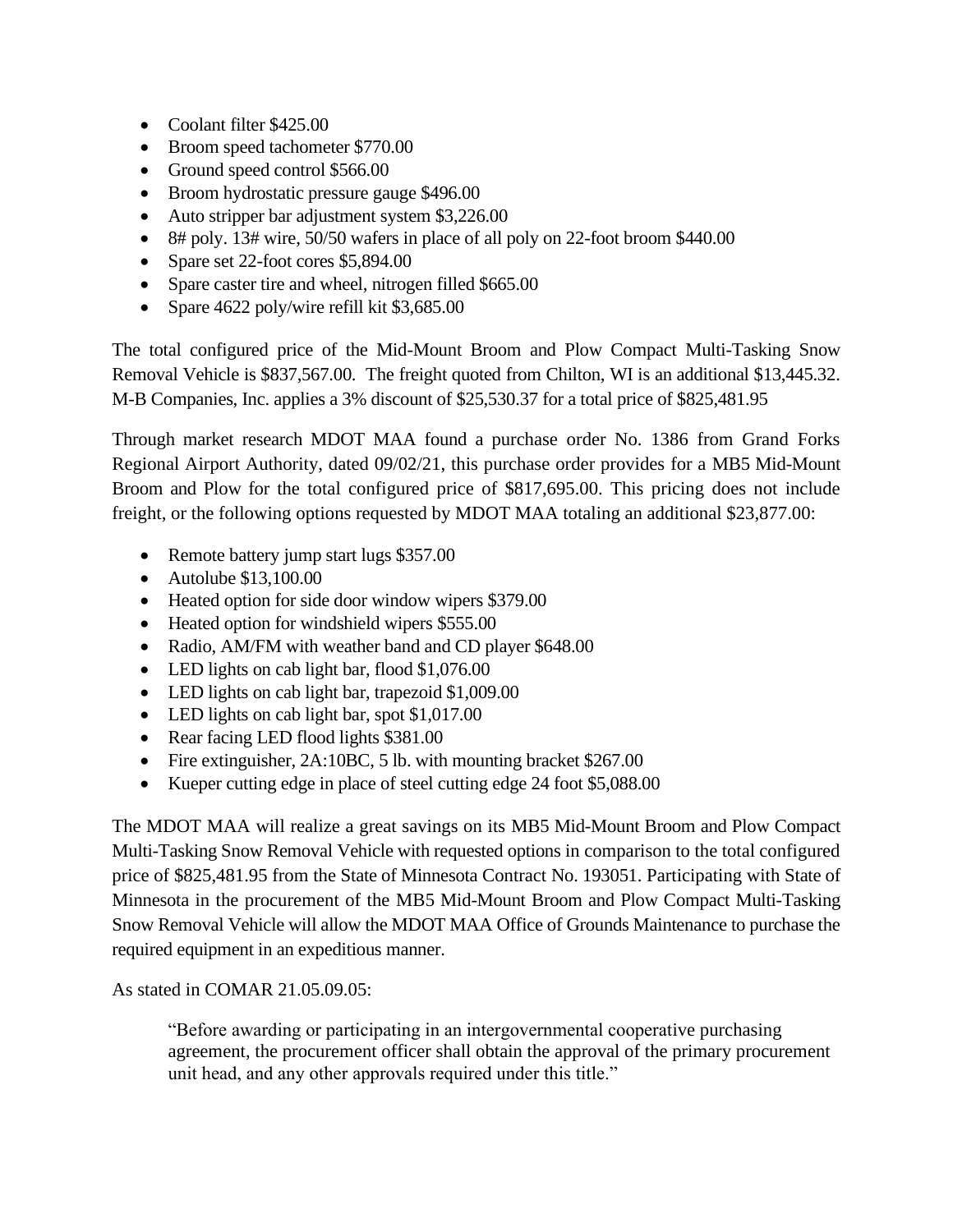- Coolant filter $425.00
- Broom speed tachometer $770.00
- Ground speed control $566.00
- Broom hydrostatic pressure gauge $496.00
- Auto stripper bar adjustment system $3,226.00
- 8# poly. 13# wire, 50/50 wafers in place of all poly on 22-foot broom $440.00
- Spare set 22-foot cores $5,894.00
- Spare caster tire and wheel, nitrogen filled $665.00
- Spare 4622 poly/wire refill kit $3,685.00

The total configured price of the Mid-Mount Broom and Plow Compact Multi-Tasking Snow Removal Vehicle is $837,567.00. The freight quoted from Chilton, WI is an additional $13,445.32. M-B Companies, Inc. applies a 3% discount of $25,530.37 for a total price of $825,481.95

Through market research MDOT MAA found a purchase order No. 1386 from Grand Forks Regional Airport Authority, dated 09/02/21, this purchase order provides for a MB5 Mid-Mount Broom and Plow for the total configured price of $817,695.00. This pricing does not include freight, or the following options requested by MDOT MAA totaling an additional $23,877.00:

- Remote battery jump start lugs $357.00
- Autolube $13,100.00
- Heated option for side door window wipers $379.00
- Heated option for windshield wipers $555.00
- Radio, AM/FM with weather band and CD player $648.00
- LED lights on cab light bar, flood $1,076.00
- LED lights on cab light bar, trapezoid $1,009.00
- LED lights on cab light bar, spot $1,017.00
- Rear facing LED flood lights $381.00
- Fire extinguisher, 2A:10BC, 5 lb. with mounting bracket $267.00
- Kueper cutting edge in place of steel cutting edge 24 foot $5,088.00

The MDOT MAA will realize a great savings on its MB5 Mid-Mount Broom and Plow Compact Multi-Tasking Snow Removal Vehicle with requested options in comparison to the total configured price of $825,481.95 from the State of Minnesota Contract No. 193051. Participating with State of Minnesota in the procurement of the MB5 Mid-Mount Broom and Plow Compact Multi-Tasking Snow Removal Vehicle will allow the MDOT MAA Office of Grounds Maintenance to purchase the required equipment in an expeditious manner.

As stated in COMAR 21.05.09.05:

> "Before awarding or participating in an intergovernmental cooperative purchasing agreement, the procurement officer shall obtain the approval of the primary procurement unit head, and any other approvals required under this title."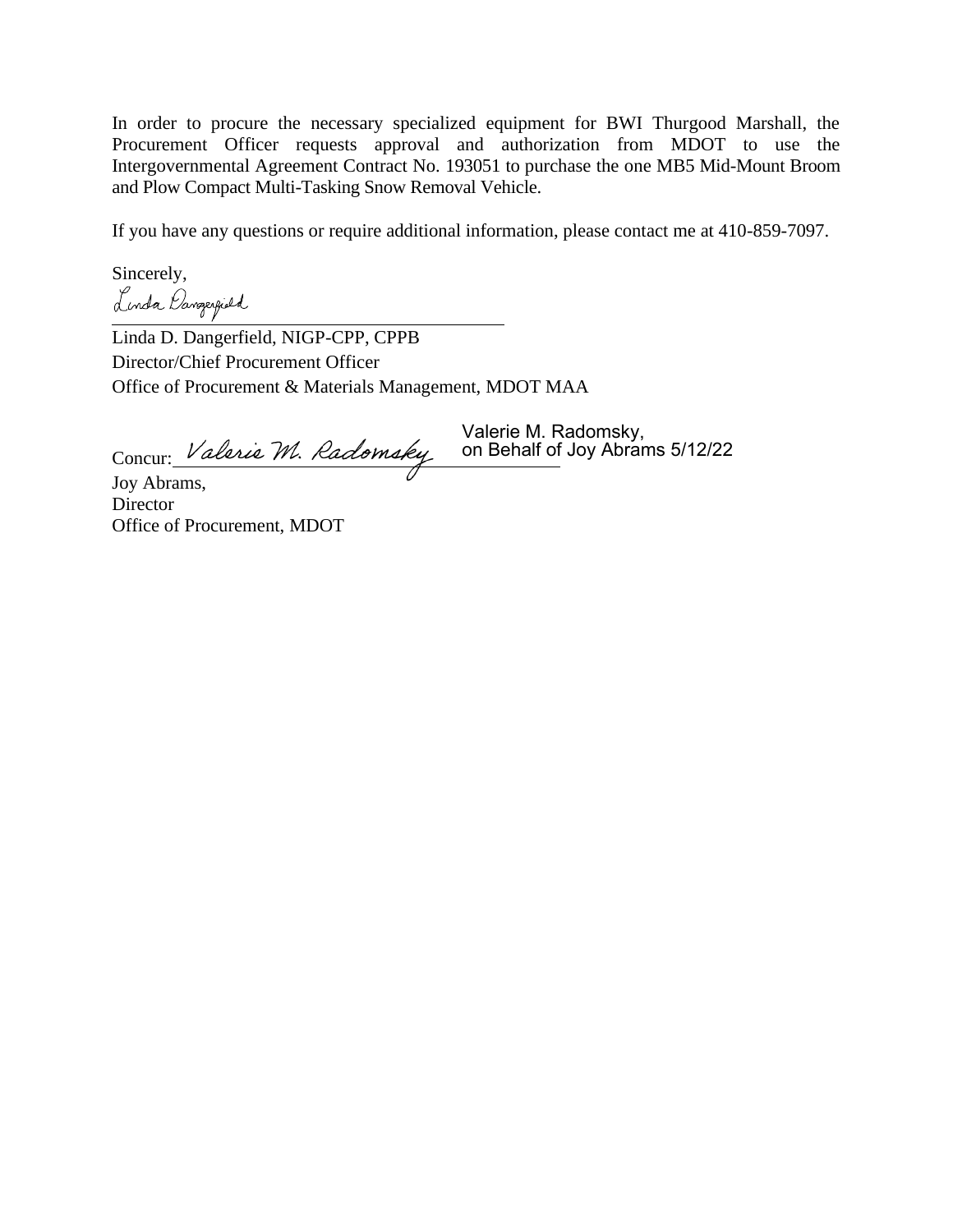In order to procure the necessary specialized equipment for BWI Thurgood Marshall, the Procurement Officer requests approval and authorization from MDOT to use the Intergovernmental Agreement Contract No. 193051 to purchase the one MB5 Mid-Mount Broom and Plow Compact Multi-Tasking Snow Removal Vehicle.

If you have any questions or require additional information, please contact me at 410-859-7097.

Sincerely,

Linda Dangerfield

Linda D. Dangerfield, NIGP-CPP, CPPB
Director/Chief Procurement Officer
Office of Procurement & Materials Management, MDOT MAA

Concur: Valerie M. Radomsky — Valerie M. Radomsky, on Behalf of Joy Abrams 5/12/22

Joy Abrams,
Director
Office of Procurement, MDOT